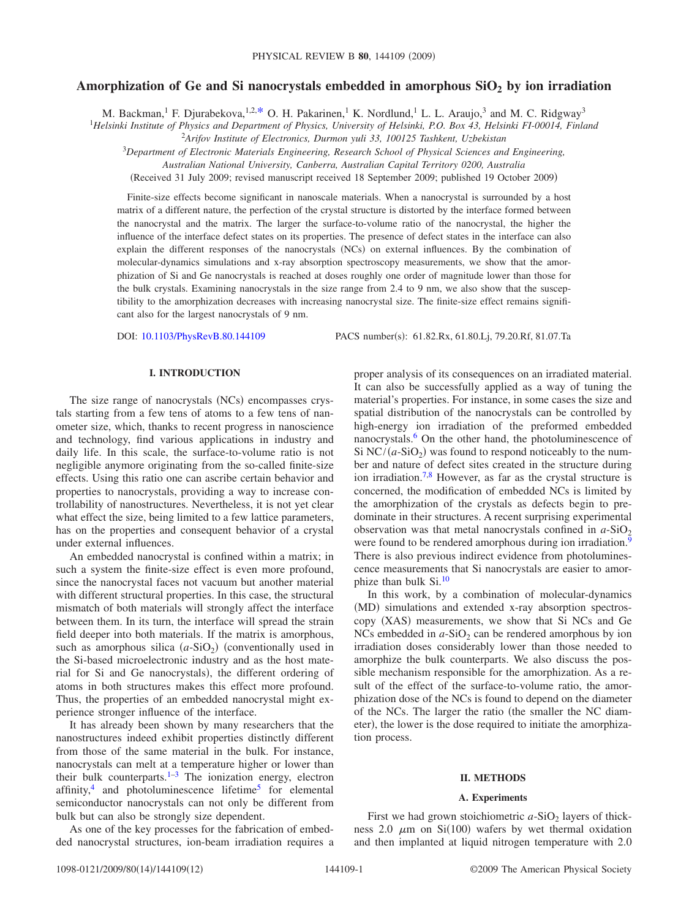# Amorphization of Ge and Si nanocrystals embedded in amorphous $SiO_2$ by ion irradiation

M. Backman,[1] F. Djurabekova,[1,2,*] O. H. Pakarinen,[1] K. Nordlund,[1] L. L. Araujo,[3] and M. C. Ridgway[3]

[1]*Helsinki Institute of Physics and Department of Physics, University of Helsinki, P.O. Box 43, Helsinki FI-00014, Finland*

[2]*Arifov Institute of Electronics, Durmon yuli 33, 100125 Tashkent, Uzbekistan*

[3]*Department of Electronic Materials Engineering, Research School of Physical Sciences and Engineering, Australian National University, Canberra, Australian Capital Territory 0200, Australia*

(Received 31 July 2009; revised manuscript received 18 September 2009; published 19 October 2009)

Finite-size effects become significant in nanoscale materials. When a nanocrystal is surrounded by a host matrix of a different nature, the perfection of the crystal structure is distorted by the interface formed between the nanocrystal and the matrix. The larger the surface-to-volume ratio of the nanocrystal, the higher the influence of the interface defect states on its properties. The presence of defect states in the interface can also explain the different responses of the nanocrystals (NCs) on external influences. By the combination of molecular-dynamics simulations and x-ray absorption spectroscopy measurements, we show that the amorphization of Si and Ge nanocrystals is reached at doses roughly one order of magnitude lower than those for the bulk crystals. Examining nanocrystals in the size range from 2.4 to 9 nm, we also show that the susceptibility to the amorphization decreases with increasing nanocrystal size. The finite-size effect remains significant also for the largest nanocrystals of 9 nm.

DOI: 10.1103/PhysRevB.80.144109 PACS number(s): 61.82.Rx, 61.80.Lj, 79.20.Rf, 81.07.Ta

## I. INTRODUCTION

The size range of nanocrystals (NCs) encompasses crystals starting from a few tens of atoms to a few tens of nanometer size, which, thanks to recent progress in nanoscience and technology, find various applications in industry and daily life. In this scale, the surface-to-volume ratio is not negligible anymore originating from the so-called finite-size effects. Using this ratio one can ascribe certain behavior and properties to nanocrystals, providing a way to increase controllability of nanostructures. Nevertheless, it is not yet clear what effect the size, being limited to a few lattice parameters, has on the properties and consequent behavior of a crystal under external influences.

An embedded nanocrystal is confined within a matrix; in such a system the finite-size effect is even more profound, since the nanocrystal faces not vacuum but another material with different structural properties. In this case, the structural mismatch of both materials will strongly affect the interface between them. In its turn, the interface will spread the strain field deeper into both materials. If the matrix is amorphous, such as amorphous silica ($a$-$SiO_2$) (conventionally used in the Si-based microelectronic industry and as the host material for Si and Ge nanocrystals), the different ordering of atoms in both structures makes this effect more profound. Thus, the properties of an embedded nanocrystal might experience stronger influence of the interface.

It has already been shown by many researchers that the nanostructures indeed exhibit properties distinctly different from those of the same material in the bulk. For instance, nanocrystals can melt at a temperature higher or lower than their bulk counterparts.[1–3] The ionization energy, electron affinity,[4] and photoluminescence lifetime[5] for elemental semiconductor nanocrystals can not only be different from bulk but can also be strongly size dependent.

As one of the key processes for the fabrication of embedded nanocrystal structures, ion-beam irradiation requires a proper analysis of its consequences on an irradiated material. It can also be successfully applied as a way of tuning the material's properties. For instance, in some cases the size and spatial distribution of the nanocrystals can be controlled by high-energy ion irradiation of the preformed embedded nanocrystals.[6] On the other hand, the photoluminescence of Si NC/($a$-$SiO_2$) was found to respond noticeably to the number and nature of defect sites created in the structure during ion irradiation.[7,8] However, as far as the crystal structure is concerned, the modification of embedded NCs is limited by the amorphization of the crystals as defects begin to predominate in their structures. A recent surprising experimental observation was that metal nanocrystals confined in $a$-$SiO_2$ were found to be rendered amorphous during ion irradiation.[9] There is also previous indirect evidence from photoluminescence measurements that Si nanocrystals are easier to amorphize than bulk Si.[10]

In this work, by a combination of molecular-dynamics (MD) simulations and extended x-ray absorption spectroscopy (XAS) measurements, we show that Si NCs and Ge NCs embedded in $a$-$SiO_2$ can be rendered amorphous by ion irradiation doses considerably lower than those needed to amorphize the bulk counterparts. We also discuss the possible mechanism responsible for the amorphization. As a result of the effect of the surface-to-volume ratio, the amorphization dose of the NCs is found to depend on the diameter of the NCs. The larger the ratio (the smaller the NC diameter), the lower is the dose required to initiate the amorphization process.

## II. METHODS

### A. Experiments

First we had grown stoichiometric $a$-$SiO_2$ layers of thickness 2.0 $\mu$m on Si(100) wafers by wet thermal oxidation and then implanted at liquid nitrogen temperature with 2.0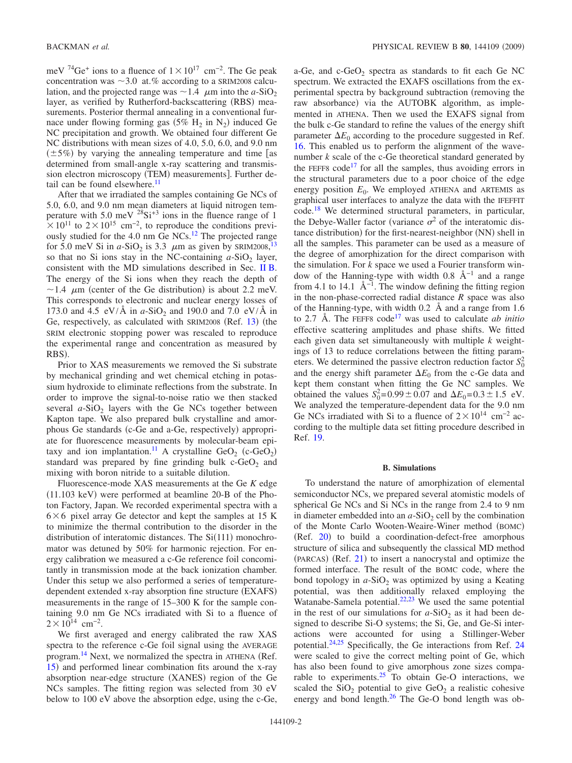meV $^{74}Ge^{+}$ ions to a fluence of $1\times10^{17}$ cm$^{-2}$. The Ge peak concentration was ~3.0 at.% according to a SRIM2008 calculation, and the projected range was ~1.4 $\mu$m into the $a$-$SiO_2$ layer, as verified by Rutherford-backscattering (RBS) measurements. Posterior thermal annealing in a conventional furnace under flowing forming gas (5% $H_2$ in $N_2$) induced Ge NC precipitation and growth. We obtained four different Ge NC distributions with mean sizes of 4.0, 5.0, 6.0, and 9.0 nm ($\pm$5%) by varying the annealing temperature and time [as determined from small-angle x-ray scattering and transmission electron microscopy (TEM) measurements]. Further detail can be found elsewhere.[11]

After that we irradiated the samples containing Ge NCs of 5.0, 6.0, and 9.0 nm mean diameters at liquid nitrogen temperature with 5.0 meV $^{28}Si^{+3}$ ions in the fluence range of $1\times10^{11}$ to $2\times10^{15}$ cm$^{-2}$, to reproduce the conditions previously studied for the 4.0 nm Ge NCs.[12] The projected range for 5.0 meV Si in $a$-$SiO_2$ is 3.3 $\mu$m as given by SRIM2008,[13] so that no Si ions stay in the NC-containing $a$-$SiO_2$ layer, consistent with the MD simulations described in Sec. II B. The energy of the Si ions when they reach the depth of ~1.4 $\mu$m (center of the Ge distribution) is about 2.2 meV. This corresponds to electronic and nuclear energy losses of 173.0 and 4.5 eV/Å in $a$-$SiO_2$ and 190.0 and 7.0 eV/Å in Ge, respectively, as calculated with SRIM2008 (Ref. 13) (the SRIM electronic stopping power was rescaled to reproduce the experimental range and concentration as measured by RBS).

Prior to XAS measurements we removed the Si substrate by mechanical grinding and wet chemical etching in potassium hydroxide to eliminate reflections from the substrate. In order to improve the signal-to-noise ratio we then stacked several $a$-$SiO_2$ layers with the Ge NCs together between Kapton tape. We also prepared bulk crystalline and amorphous Ge standards (c-Ge and a-Ge, respectively) appropriate for fluorescence measurements by molecular-beam epitaxy and ion implantation.[11] A crystalline $GeO_2$ (c-$GeO_2$) standard was prepared by fine grinding bulk c-$GeO_2$ and mixing with boron nitride to a suitable dilution.

Fluorescence-mode XAS measurements at the Ge $K$ edge (11.103 keV) were performed at beamline 20-B of the Photon Factory, Japan. We recorded experimental spectra with a $6\times6$ pixel array Ge detector and kept the samples at 15 K to minimize the thermal contribution to the disorder in the distribution of interatomic distances. The Si(111) monochromator was detuned by 50% for harmonic rejection. For energy calibration we measured a c-Ge reference foil concomitantly in transmission mode at the back ionization chamber. Under this setup we also performed a series of temperature-dependent extended x-ray absorption fine structure (EXAFS) measurements in the range of 15–300 K for the sample containing 9.0 nm Ge NCs irradiated with Si to a fluence of $2\times10^{14}$ cm$^{-2}$.

We first averaged and energy calibrated the raw XAS spectra to the reference c-Ge foil signal using the AVERAGE program.[14] Next, we normalized the spectra in ATHENA (Ref. 15) and performed linear combination fits around the x-ray absorption near-edge structure (XANES) region of the Ge NCs samples. The fitting region was selected from 30 eV below to 100 eV above the absorption edge, using the c-Ge, a-Ge, and c-$GeO_2$ spectra as standards to fit each Ge NC spectrum. We extracted the EXAFS oscillations from the experimental spectra by background subtraction (removing the raw absorbance) via the AUTOBK algorithm, as implemented in ATHENA. Then we used the EXAFS signal from the bulk c-Ge standard to refine the values of the energy shift parameter $\Delta E_0$ according to the procedure suggested in Ref. 16. This enabled us to perform the alignment of the wavenumber $k$ scale of the c-Ge theoretical standard generated by the FEFF8 code[17] for all the samples, thus avoiding errors in the structural parameters due to a poor choice of the edge energy position $E_0$. We employed ATHENA and ARTEMIS as graphical user interfaces to analyze the data with the IFEFFIT code.[18] We determined structural parameters, in particular, the Debye-Waller factor (variance $\sigma^2$ of the interatomic distance distribution) for the first-nearest-neighbor (NN) shell in all the samples. This parameter can be used as a measure of the degree of amorphization for the direct comparison with the simulation. For $k$ space we used a Fourier transform window of the Hanning-type with width 0.8 Å$^{-1}$ and a range from 4.1 to 14.1 Å$^{-1}$. The window defining the fitting region in the non-phase-corrected radial distance $R$ space was also of the Hanning-type, with width 0.2 Å and a range from 1.6 to 2.7 Å. The FEFF8 code[17] was used to calculate *ab initio* effective scattering amplitudes and phase shifts. We fitted each given data set simultaneously with multiple $k$ weightings of 13 to reduce correlations between the fitting parameters. We determined the passive electron reduction factor $S_0^2$ and the energy shift parameter $\Delta E_0$ from the c-Ge data and kept them constant when fitting the Ge NC samples. We obtained the values $S_0^2=0.99\pm0.07$ and $\Delta E_0=0.3\pm1.5$ eV. We analyzed the temperature-dependent data for the 9.0 nm Ge NCs irradiated with Si to a fluence of $2\times10^{14}$ cm$^{-2}$ according to the multiple data set fitting procedure described in Ref. 19.

### B. Simulations

To understand the nature of amorphization of elemental semiconductor NCs, we prepared several atomistic models of spherical Ge NCs and Si NCs in the range from 2.4 to 9 nm in diameter embedded into an $a$-$SiO_2$ cell by the combination of the Monte Carlo Wooten-Weaire-Winer method (BOMC) (Ref. 20) to build a coordination-defect-free amorphous structure of silica and subsequently the classical MD method (PARCAS) (Ref. 21) to insert a nanocrystal and optimize the formed interface. The result of the BOMC code, where the bond topology in $a$-$SiO_2$ was optimized by using a Keating potential, was then additionally relaxed employing the Watanabe-Samela potential.[22,23] We used the same potential in the rest of our simulations for $a$-$SiO_2$ as it had been designed to describe Si-O systems; the Si, Ge, and Ge-Si interactions were accounted for using a Stillinger-Weber potential.[24,25] Specifically, the Ge interactions from Ref. 24 were scaled to give the correct melting point of Ge, which has also been found to give amorphous zone sizes comparable to experiments.[25] To obtain Ge-O interactions, we scaled the $SiO_2$ potential to give $GeO_2$ a realistic cohesive energy and bond length.[26] The Ge-O bond length was ob-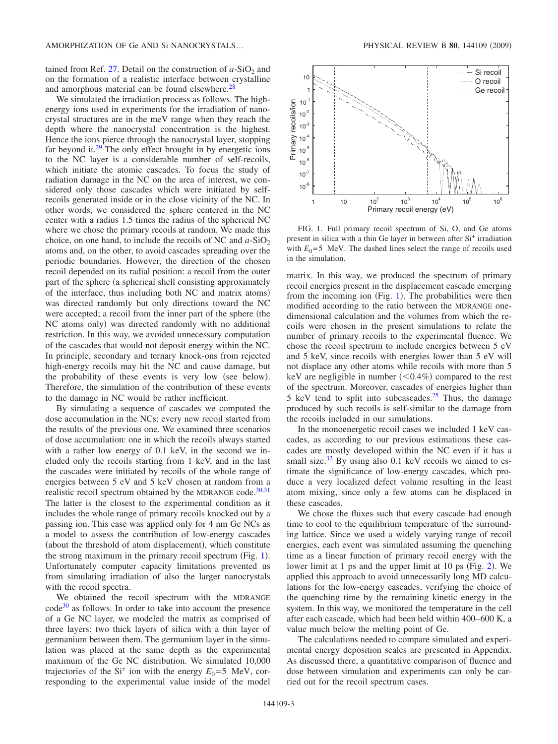tained from Ref. 27. Detail on the construction of $a$-$SiO_2$ and on the formation of a realistic interface between crystalline and amorphous material can be found elsewhere.[28]

We simulated the irradiation process as follows. The high-energy ions used in experiments for the irradiation of nanocrystal structures are in the meV range when they reach the depth where the nanocrystal concentration is the highest. Hence the ions pierce through the nanocrystal layer, stopping far beyond it.[29] The only effect brought in by energetic ions to the NC layer is a considerable number of self-recoils, which initiate the atomic cascades. To focus the study of radiation damage in the NC on the area of interest, we considered only those cascades which were initiated by self-recoils generated inside or in the close vicinity of the NC. In other words, we considered the sphere centered in the NC center with a radius 1.5 times the radius of the spherical NC where we chose the primary recoils at random. We made this choice, on one hand, to include the recoils of NC and $a$-$SiO_2$ atoms and, on the other, to avoid cascades spreading over the periodic boundaries. However, the direction of the chosen recoil depended on its radial position: a recoil from the outer part of the sphere (a spherical shell consisting approximately of the interface, thus including both NC and matrix atoms) was directed randomly but only directions toward the NC were accepted; a recoil from the inner part of the sphere (the NC atoms only) was directed randomly with no additional restriction. In this way, we avoided unnecessary computation of the cascades that would not deposit energy within the NC. In principle, secondary and ternary knock-ons from rejected high-energy recoils may hit the NC and cause damage, but the probability of these events is very low (see below). Therefore, the simulation of the contribution of these events to the damage in NC would be rather inefficient.

By simulating a sequence of cascades we computed the dose accumulation in the NCs; every new recoil started from the results of the previous one. We examined three scenarios of dose accumulation: one in which the recoils always started with a rather low energy of 0.1 keV, in the second we included only the recoils starting from 1 keV, and in the last the cascades were initiated by recoils of the whole range of energies between 5 eV and 5 keV chosen at random from a realistic recoil spectrum obtained by the MDRANGE code.[30,31] The latter is the closest to the experimental condition as it includes the whole range of primary recoils knocked out by a passing ion. This case was applied only for 4 nm Ge NCs as a model to assess the contribution of low-energy cascades (about the threshold of atom displacement), which constitute the strong maximum in the primary recoil spectrum (Fig. 1). Unfortunately computer capacity limitations prevented us from simulating irradiation of also the larger nanocrystals with the recoil spectra.

We obtained the recoil spectrum with the MDRANGE code[30] as follows. In order to take into account the presence of a Ge NC layer, we modeled the matrix as comprised of three layers: two thick layers of silica with a thin layer of germanium between them. The germanium layer in the simulation was placed at the same depth as the experimental maximum of the Ge NC distribution. We simulated 10,000 trajectories of the $Si^+$ ion with the energy $E_0$=5 MeV, corresponding to the experimental value inside of the model matrix. In this way, we produced the spectrum of primary recoil energies present in the displacement cascade emerging from the incoming ion (Fig. 1). The probabilities were then modified according to the ratio between the MDRANGE one-dimensional calculation and the volumes from which the recoils were chosen in the present simulations to relate the number of primary recoils to the experimental fluence. We chose the recoil spectrum to include energies between 5 eV and 5 keV, since recoils with energies lower than 5 eV will not displace any other atoms while recoils with more than 5 keV are negligible in number (<0.4%) compared to the rest of the spectrum. Moreover, cascades of energies higher than 5 keV tend to split into subcascades.[25] Thus, the damage produced by such recoils is self-similar to the damage from the recoils included in our simulations.

FIG. 1. Full primary recoil spectrum of Si, O, and Ge atoms present in silica with a thin Ge layer in between after $Si^+$ irradiation with $E_0$=5 MeV. The dashed lines select the range of recoils used in the simulation.

In the monoenergetic recoil cases we included 1 keV cascades, as according to our previous estimations these cascades are mostly developed within the NC even if it has a small size.[32] By using also 0.1 keV recoils we aimed to estimate the significance of low-energy cascades, which produce a very localized defect volume resulting in the least atom mixing, since only a few atoms can be displaced in these cascades.

We chose the fluxes such that every cascade had enough time to cool to the equilibrium temperature of the surrounding lattice. Since we used a widely varying range of recoil energies, each event was simulated assuming the quenching time as a linear function of primary recoil energy with the lower limit at 1 ps and the upper limit at 10 ps (Fig. 2). We applied this approach to avoid unnecessarily long MD calculations for the low-energy cascades, verifying the choice of the quenching time by the remaining kinetic energy in the system. In this way, we monitored the temperature in the cell after each cascade, which had been held within 400–600 K, a value much below the melting point of Ge.

The calculations needed to compare simulated and experimental energy deposition scales are presented in Appendix. As discussed there, a quantitative comparison of fluence and dose between simulation and experiments can only be carried out for the recoil spectrum cases.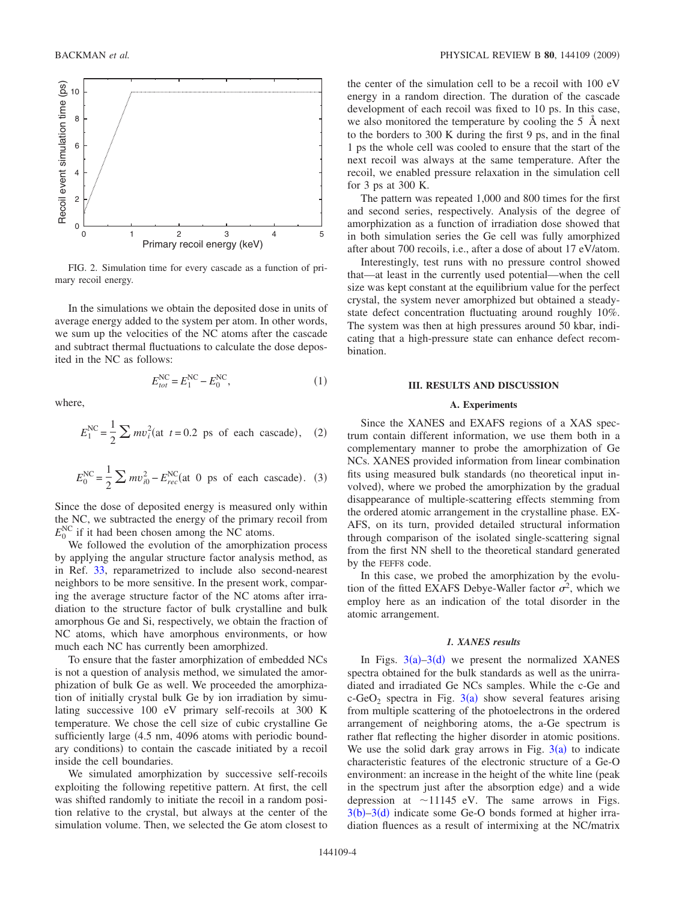FIG. 2. Simulation time for every cascade as a function of primary recoil energy.

In the simulations we obtain the deposited dose in units of average energy added to the system per atom. In other words, we sum up the velocities of the NC atoms after the cascade and subtract thermal fluctuations to calculate the dose deposited in the NC as follows:

$$E_{tot}^{\mathrm{NC}} = E_1^{\mathrm{NC}} - E_0^{\mathrm{NC}}, \tag{1}$$

where,

$$E_1^{\mathrm{NC}} = \frac{1}{2}\sum m v_i^2 (\text{at } t = 0.2 \text{ ps of each cascade}), \tag{2}$$

$$E_0^{\mathrm{NC}} = \frac{1}{2}\sum m v_{i0}^2 - E_{rec}^{\mathrm{NC}} (\text{at } 0 \text{ ps of each cascade}). \tag{3}$$

Since the dose of deposited energy is measured only within the NC, we subtracted the energy of the primary recoil from $E_0^{\mathrm{NC}}$ if it had been chosen among the NC atoms.

We followed the evolution of the amorphization process by applying the angular structure factor analysis method, as in Ref. 33, reparametrized to include also second-nearest neighbors to be more sensitive. In the present work, comparing the average structure factor of the NC atoms after irradiation to the structure factor of bulk crystalline and bulk amorphous Ge and Si, respectively, we obtain the fraction of NC atoms, which have amorphous environments, or how much each NC has currently been amorphized.

To ensure that the faster amorphization of embedded NCs is not a question of analysis method, we simulated the amorphization of bulk Ge as well. We proceeded the amorphization of initially crystal bulk Ge by ion irradiation by simulating successive 100 eV primary self-recoils at 300 K temperature. We chose the cell size of cubic crystalline Ge sufficiently large (4.5 nm, 4096 atoms with periodic boundary conditions) to contain the cascade initiated by a recoil inside the cell boundaries.

We simulated amorphization by successive self-recoils exploiting the following repetitive pattern. At first, the cell was shifted randomly to initiate the recoil in a random position relative to the crystal, but always at the center of the simulation volume. Then, we selected the Ge atom closest to the center of the simulation cell to be a recoil with 100 eV energy in a random direction. The duration of the cascade development of each recoil was fixed to 10 ps. In this case, we also monitored the temperature by cooling the 5 Å next to the borders to 300 K during the first 9 ps, and in the final 1 ps the whole cell was cooled to ensure that the start of the next recoil was always at the same temperature. After the recoil, we enabled pressure relaxation in the simulation cell for 3 ps at 300 K.

The pattern was repeated 1,000 and 800 times for the first and second series, respectively. Analysis of the degree of amorphization as a function of irradiation dose showed that in both simulation series the Ge cell was fully amorphized after about 700 recoils, i.e., after a dose of about 17 eV/atom.

Interestingly, test runs with no pressure control showed that—at least in the currently used potential—when the cell size was kept constant at the equilibrium value for the perfect crystal, the system never amorphized but obtained a steady-state defect concentration fluctuating around roughly 10%. The system was then at high pressures around 50 kbar, indicating that a high-pressure state can enhance defect recombination.

## III. RESULTS AND DISCUSSION

### A. Experiments

Since the XANES and EXAFS regions of a XAS spectrum contain different information, we use them both in a complementary manner to probe the amorphization of Ge NCs. XANES provided information from linear combination fits using measured bulk standards (no theoretical input involved), where we probed the amorphization by the gradual disappearance of multiple-scattering effects stemming from the ordered atomic arrangement in the crystalline phase. EXAFS, on its turn, provided detailed structural information through comparison of the isolated single-scattering signal from the first NN shell to the theoretical standard generated by the FEFF8 code.

In this case, we probed the amorphization by the evolution of the fitted EXAFS Debye-Waller factor $\sigma^2$, which we employ here as an indication of the total disorder in the atomic arrangement.

#### *1. XANES results*

In Figs. 3(a)–3(d) we present the normalized XANES spectra obtained for the bulk standards as well as the unirradiated and irradiated Ge NCs samples. While the c-Ge and c-$GeO_2$ spectra in Fig. 3(a) show several features arising from multiple scattering of the photoelectrons in the ordered arrangement of neighboring atoms, the a-Ge spectrum is rather flat reflecting the higher disorder in atomic positions. We use the solid dark gray arrows in Fig. 3(a) to indicate characteristic features of the electronic structure of a Ge-O environment: an increase in the height of the white line (peak in the spectrum just after the absorption edge) and a wide depression at ~11145 eV. The same arrows in Figs. 3(b)–3(d) indicate some Ge-O bonds formed at higher irradiation fluences as a result of intermixing at the NC/matrix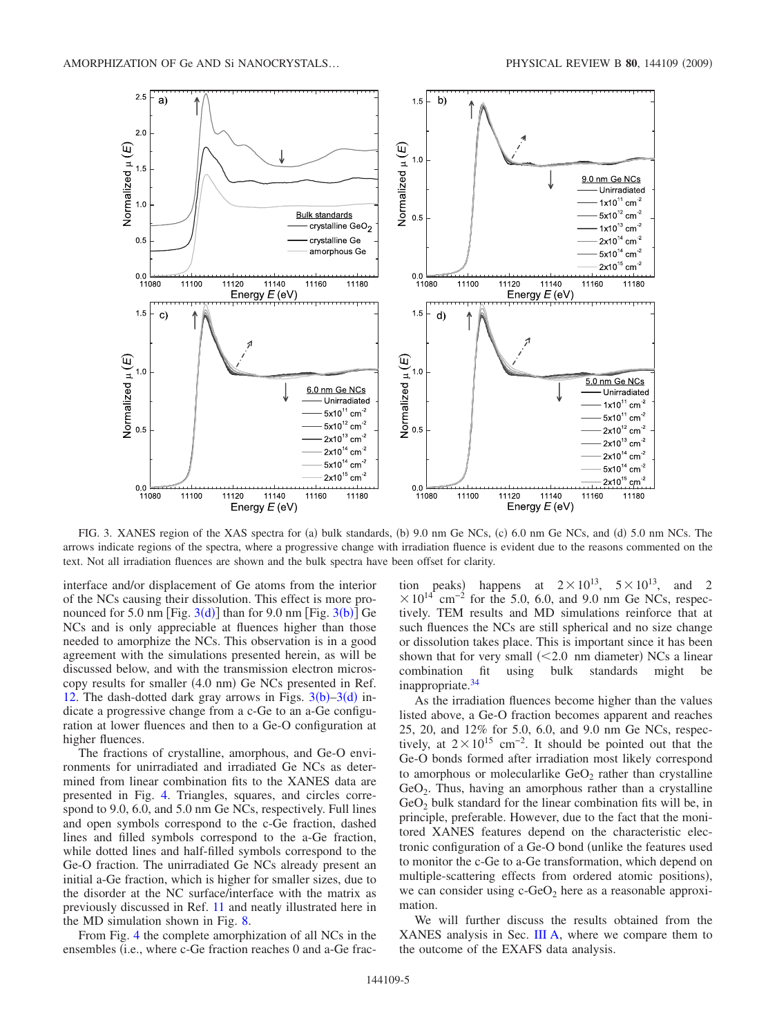FIG. 3. XANES region of the XAS spectra for (a) bulk standards, (b) 9.0 nm Ge NCs, (c) 6.0 nm Ge NCs, and (d) 5.0 nm NCs. The arrows indicate regions of the spectra, where a progressive change with irradiation fluence is evident due to the reasons commented on the text. Not all irradiation fluences are shown and the bulk spectra have been offset for clarity.

interface and/or displacement of Ge atoms from the interior of the NCs causing their dissolution. This effect is more pronounced for 5.0 nm [Fig. 3(d)] than for 9.0 nm [Fig. 3(b)] Ge NCs and is only appreciable at fluences higher than those needed to amorphize the NCs. This observation is in a good agreement with the simulations presented herein, as will be discussed below, and with the transmission electron microscopy results for smaller (4.0 nm) Ge NCs presented in Ref. 12. The dash-dotted dark gray arrows in Figs. 3(b)–3(d) indicate a progressive change from a c-Ge to an a-Ge configuration at lower fluences and then to a Ge-O configuration at higher fluences.

The fractions of crystalline, amorphous, and Ge-O environments for unirradiated and irradiated Ge NCs as determined from linear combination fits to the XANES data are presented in Fig. 4. Triangles, squares, and circles correspond to 9.0, 6.0, and 5.0 nm Ge NCs, respectively. Full lines and open symbols correspond to the c-Ge fraction, dashed lines and filled symbols correspond to the a-Ge fraction, while dotted lines and half-filled symbols correspond to the Ge-O fraction. The unirradiated Ge NCs already present an initial a-Ge fraction, which is higher for smaller sizes, due to the disorder at the NC surface/interface with the matrix as previously discussed in Ref. 11 and neatly illustrated here in the MD simulation shown in Fig. 8.

From Fig. 4 the complete amorphization of all NCs in the ensembles (i.e., where c-Ge fraction reaches 0 and a-Ge fraction peaks) happens at $2\times10^{13}$, $5\times10^{13}$, and $2\times10^{14}$ cm$^{-2}$ for the 5.0, 6.0, and 9.0 nm Ge NCs, respectively. TEM results and MD simulations reinforce that at such fluences the NCs are still spherical and no size change or dissolution takes place. This is important since it has been shown that for very small ($<2.0$ nm diameter) NCs a linear combination fit using bulk standards might be inappropriate.[34]

As the irradiation fluences become higher than the values listed above, a Ge-O fraction becomes apparent and reaches 25, 20, and 12% for 5.0, 6.0, and 9.0 nm Ge NCs, respectively, at $2\times10^{15}$ cm$^{-2}$. It should be pointed out that the Ge-O bonds formed after irradiation most likely correspond to amorphous or molecularlike $GeO_2$ rather than crystalline $GeO_2$. Thus, having an amorphous rather than a crystalline $GeO_2$ bulk standard for the linear combination fits will be, in principle, preferable. However, due to the fact that the monitored XANES features depend on the characteristic electronic configuration of a Ge-O bond (unlike the features used to monitor the c-Ge to a-Ge transformation, which depend on multiple-scattering effects from ordered atomic positions), we can consider using c-$GeO_2$ here as a reasonable approximation.

We will further discuss the results obtained from the XANES analysis in Sec. III A, where we compare them to the outcome of the EXAFS data analysis.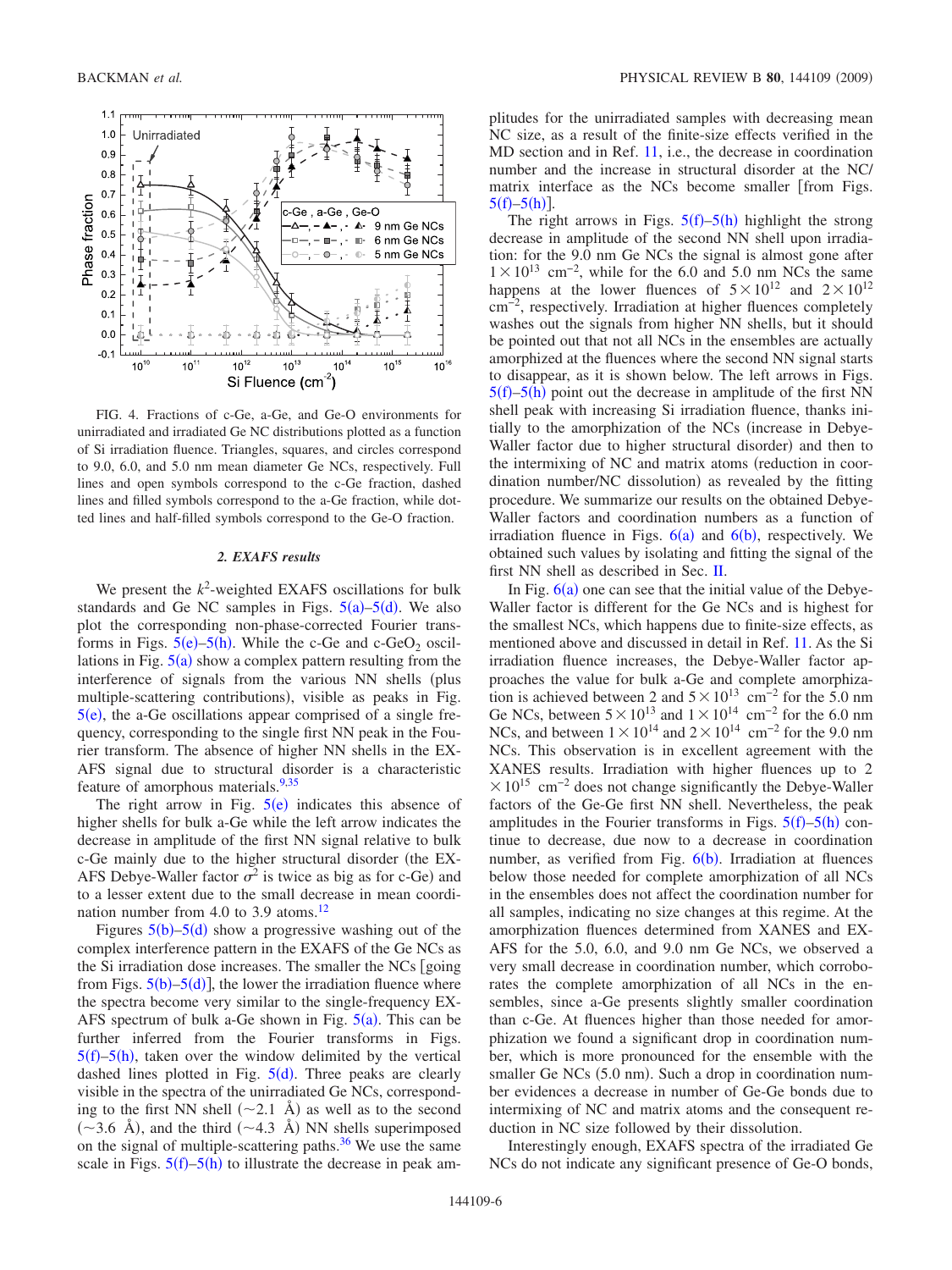FIG. 4. Fractions of c-Ge, a-Ge, and Ge-O environments for unirradiated and irradiated Ge NC distributions plotted as a function of Si irradiation fluence. Triangles, squares, and circles correspond to 9.0, 6.0, and 5.0 nm mean diameter Ge NCs, respectively. Full lines and open symbols correspond to the c-Ge fraction, dashed lines and filled symbols correspond to the a-Ge fraction, while dotted lines and half-filled symbols correspond to the Ge-O fraction.

### 2. EXAFS results

We present the $k^2$-weighted EXAFS oscillations for bulk standards and Ge NC samples in Figs. 5(a)–5(d). We also plot the corresponding non-phase-corrected Fourier transforms in Figs. 5(e)–5(h). While the c-Ge and c-$GeO_2$ oscillations in Fig. 5(a) show a complex pattern resulting from the interference of signals from the various NN shells (plus multiple-scattering contributions), visible as peaks in Fig. 5(e), the a-Ge oscillations appear comprised of a single frequency, corresponding to the single first NN peak in the Fourier transform. The absence of higher NN shells in the EXAFS signal due to structural disorder is a characteristic feature of amorphous materials.[9,35]

The right arrow in Fig. 5(e) indicates this absence of higher shells for bulk a-Ge while the left arrow indicates the decrease in amplitude of the first NN signal relative to bulk c-Ge mainly due to the higher structural disorder (the EXAFS Debye-Waller factor $\sigma^2$ is twice as big as for c-Ge) and to a lesser extent due to the small decrease in mean coordination number from 4.0 to 3.9 atoms.[12]

Figures 5(b)–5(d) show a progressive washing out of the complex interference pattern in the EXAFS of the Ge NCs as the Si irradiation dose increases. The smaller the NCs [going from Figs. 5(b)–5(d)], the lower the irradiation fluence where the spectra become very similar to the single-frequency EXAFS spectrum of bulk a-Ge shown in Fig. 5(a). This can be further inferred from the Fourier transforms in Figs. 5(f)–5(h), taken over the window delimited by the vertical dashed lines plotted in Fig. 5(d). Three peaks are clearly visible in the spectra of the unirradiated Ge NCs, corresponding to the first NN shell (~2.1 Å) as well as to the second (~3.6 Å), and the third (~4.3 Å) NN shells superimposed on the signal of multiple-scattering paths.[36] We use the same scale in Figs. 5(f)–5(h) to illustrate the decrease in peak amplitudes for the unirradiated samples with decreasing mean NC size, as a result of the finite-size effects verified in the MD section and in Ref. 11, i.e., the decrease in coordination number and the increase in structural disorder at the NC/matrix interface as the NCs become smaller [from Figs. 5(f)–5(h)].

The right arrows in Figs. 5(f)–5(h) highlight the strong decrease in amplitude of the second NN shell upon irradiation: for the 9.0 nm Ge NCs the signal is almost gone after $1\times10^{13}$ $cm^{-2}$, while for the 6.0 and 5.0 nm NCs the same happens at the lower fluences of $5\times10^{12}$ and $2\times10^{12}$ $cm^{-2}$, respectively. Irradiation at higher fluences completely washes out the signals from higher NN shells, but it should be pointed out that not all NCs in the ensembles are actually amorphized at the fluences where the second NN signal starts to disappear, as it is shown below. The left arrows in Figs. 5(f)–5(h) point out the decrease in amplitude of the first NN shell peak with increasing Si irradiation fluence, thanks initially to the amorphization of the NCs (increase in Debye-Waller factor due to higher structural disorder) and then to the intermixing of NC and matrix atoms (reduction in coordination number/NC dissolution) as revealed by the fitting procedure. We summarize our results on the obtained Debye-Waller factors and coordination numbers as a function of irradiation fluence in Figs. 6(a) and 6(b), respectively. We obtained such values by isolating and fitting the signal of the first NN shell as described in Sec. II.

In Fig. 6(a) one can see that the initial value of the Debye-Waller factor is different for the Ge NCs and is highest for the smallest NCs, which happens due to finite-size effects, as mentioned above and discussed in detail in Ref. 11. As the Si irradiation fluence increases, the Debye-Waller factor approaches the value for bulk a-Ge and complete amorphization is achieved between 2 and $5\times10^{13}$ $cm^{-2}$ for the 5.0 nm Ge NCs, between $5\times10^{13}$ and $1\times10^{14}$ $cm^{-2}$ for the 6.0 nm NCs, and between $1\times10^{14}$ and $2\times10^{14}$ $cm^{-2}$ for the 9.0 nm NCs. This observation is in excellent agreement with the XANES results. Irradiation with higher fluences up to $2\times10^{15}$ $cm^{-2}$ does not change significantly the Debye-Waller factors of the Ge-Ge first NN shell. Nevertheless, the peak amplitudes in the Fourier transforms in Figs. 5(f)–5(h) continue to decrease, due now to a decrease in coordination number, as verified from Fig. 6(b). Irradiation at fluences below those needed for complete amorphization of all NCs in the ensembles does not affect the coordination number for all samples, indicating no size changes at this regime. At the amorphization fluences determined from XANES and EXAFS for the 5.0, 6.0, and 9.0 nm Ge NCs, we observed a very small decrease in coordination number, which corroborates the complete amorphization of all NCs in the ensembles, since a-Ge presents slightly smaller coordination than c-Ge. At fluences higher than those needed for amorphization we found a significant drop in coordination number, which is more pronounced for the ensemble with the smaller Ge NCs (5.0 nm). Such a drop in coordination number evidences a decrease in number of Ge-Ge bonds due to intermixing of NC and matrix atoms and the consequent reduction in NC size followed by their dissolution.

Interestingly enough, EXAFS spectra of the irradiated Ge NCs do not indicate any significant presence of Ge-O bonds,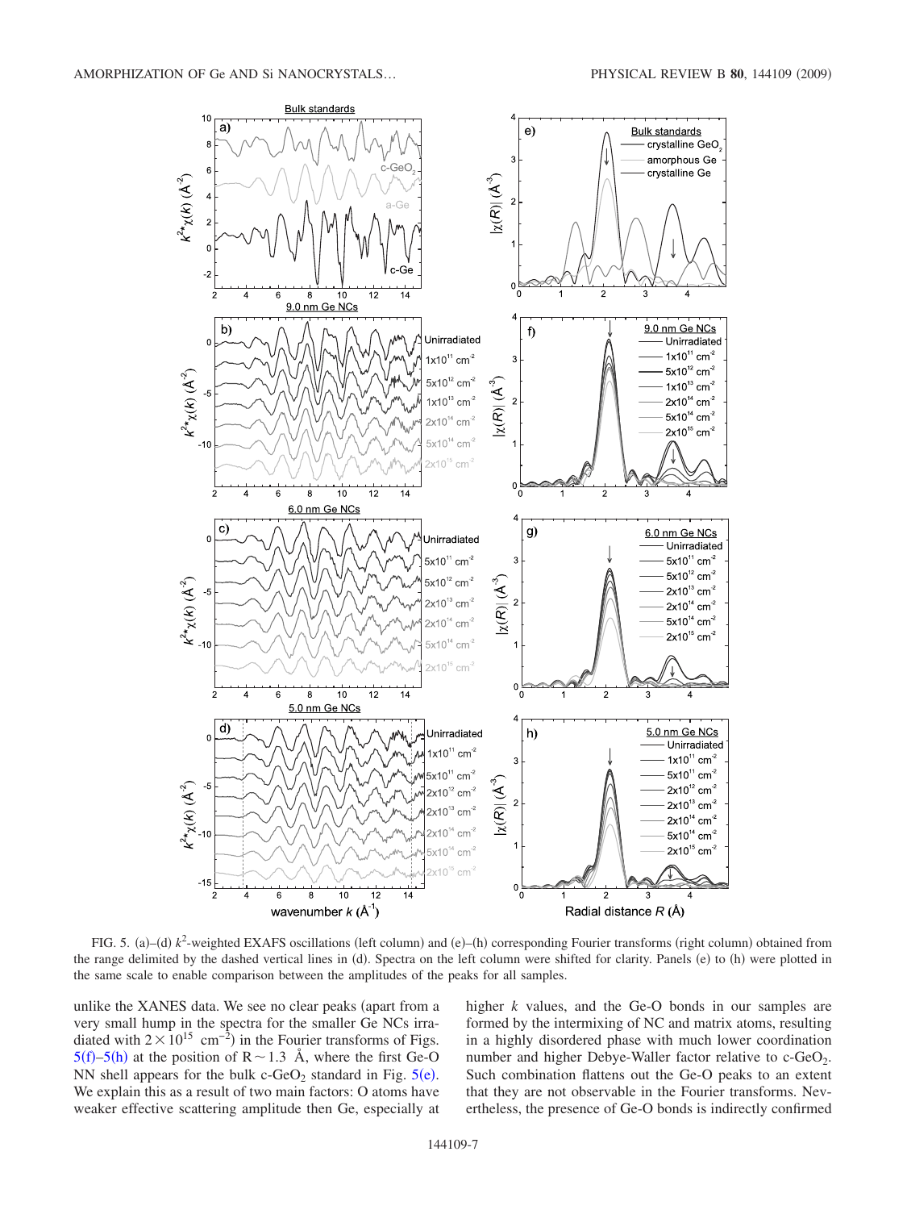FIG. 5. (a)–(d) $k^2$-weighted EXAFS oscillations (left column) and (e)–(h) corresponding Fourier transforms (right column) obtained from the range delimited by the dashed vertical lines in (d). Spectra on the left column were shifted for clarity. Panels (e) to (h) were plotted in the same scale to enable comparison between the amplitudes of the peaks for all samples.

unlike the XANES data. We see no clear peaks (apart from a very small hump in the spectra for the smaller Ge NCs irradiated with $2\times10^{15}$ $cm^{-2}$) in the Fourier transforms of Figs. 5(f)–5(h) at the position of R ~ 1.3 Å, where the first Ge-O NN shell appears for the bulk c-$GeO_2$ standard in Fig. 5(e). We explain this as a result of two main factors: O atoms have weaker effective scattering amplitude then Ge, especially at higher $k$ values, and the Ge-O bonds in our samples are formed by the intermixing of NC and matrix atoms, resulting in a highly disordered phase with much lower coordination number and higher Debye-Waller factor relative to c-$GeO_2$. Such combination flattens out the Ge-O peaks to an extent that they are not observable in the Fourier transforms. Nevertheless, the presence of Ge-O bonds is indirectly confirmed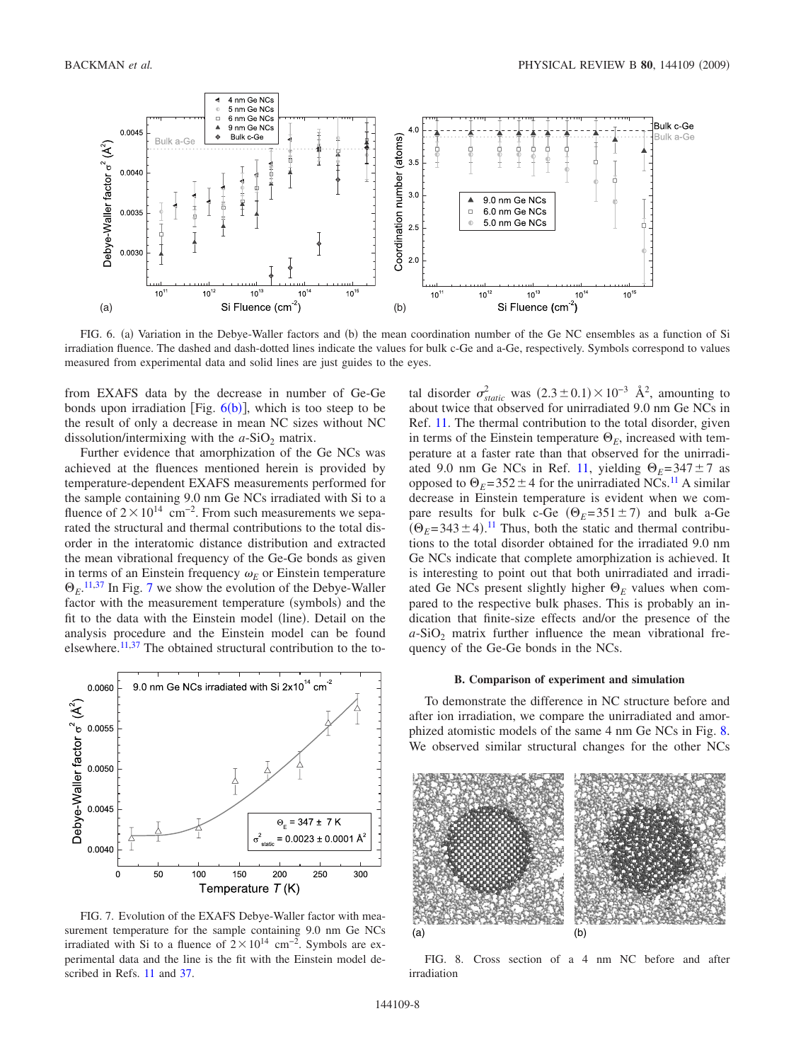FIG. 6. (a) Variation in the Debye-Waller factors and (b) the mean coordination number of the Ge NC ensembles as a function of Si irradiation fluence. The dashed and dash-dotted lines indicate the values for bulk c-Ge and a-Ge, respectively. Symbols correspond to values measured from experimental data and solid lines are just guides to the eyes.

from EXAFS data by the decrease in number of Ge-Ge bonds upon irradiation [Fig. 6(b)], which is too steep to be the result of only a decrease in mean NC sizes without NC dissolution/intermixing with the $a$-$SiO_2$ matrix.

Further evidence that amorphization of the Ge NCs was achieved at the fluences mentioned herein is provided by temperature-dependent EXAFS measurements performed for the sample containing 9.0 nm Ge NCs irradiated with Si to a fluence of $2\times10^{14}$ $cm^{-2}$. From such measurements we separated the structural and thermal contributions to the total disorder in the interatomic distance distribution and extracted the mean vibrational frequency of the Ge-Ge bonds as given in terms of an Einstein frequency $\omega_E$ or Einstein temperature $\Theta_E$.[11,37] In Fig. 7 we show the evolution of the Debye-Waller factor with the measurement temperature (symbols) and the fit to the data with the Einstein model (line). Detail on the analysis procedure and the Einstein model can be found elsewhere.[11,37] The obtained structural contribution to the total disorder $\sigma^2_{static}$ was $(2.3\pm0.1)\times10^{-3}$ Å$^2$, amounting to about twice that observed for unirradiated 9.0 nm Ge NCs in Ref. 11. The thermal contribution to the total disorder, given in terms of the Einstein temperature $\Theta_E$, increased with temperature at a faster rate than that observed for the unirradiated 9.0 nm Ge NCs in Ref. 11, yielding $\Theta_E=347\pm7$ as opposed to $\Theta_E=352\pm4$ for the unirradiated NCs.[11] A similar decrease in Einstein temperature is evident when we compare results for bulk c-Ge ($\Theta_E=351\pm7$) and bulk a-Ge ($\Theta_E=343\pm4$).[11] Thus, both the static and thermal contributions to the total disorder obtained for the irradiated 9.0 nm Ge NCs indicate that complete amorphization is achieved. It is interesting to point out that both unirradiated and irradiated Ge NCs present slightly higher $\Theta_E$ values when compared to the respective bulk phases. This is probably an indication that finite-size effects and/or the presence of the $a$-$SiO_2$ matrix further influence the mean vibrational frequency of the Ge-Ge bonds in the NCs.

FIG. 7. Evolution of the EXAFS Debye-Waller factor with measurement temperature for the sample containing 9.0 nm Ge NCs irradiated with Si to a fluence of $2\times10^{14}$ $cm^{-2}$. Symbols are experimental data and the line is the fit with the Einstein model described in Refs. 11 and 37.

### B. Comparison of experiment and simulation

To demonstrate the difference in NC structure before and after ion irradiation, we compare the unirradiated and amorphized atomistic models of the same 4 nm Ge NCs in Fig. 8. We observed similar structural changes for the other NCs

FIG. 8. Cross section of a 4 nm NC before and after irradiation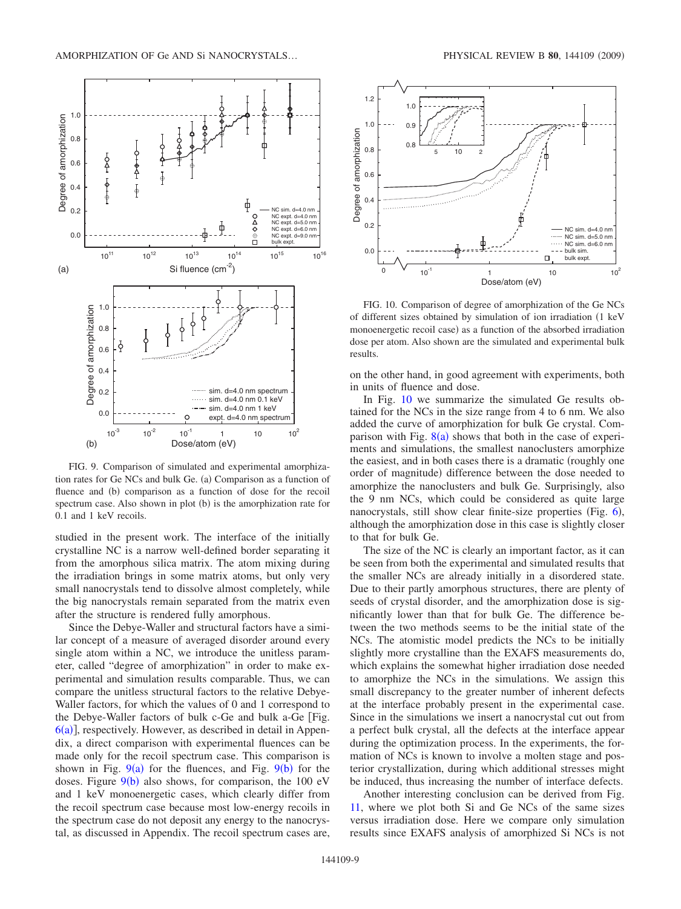FIG. 9. Comparison of simulated and experimental amorphization rates for Ge NCs and bulk Ge. (a) Comparison as a function of fluence and (b) comparison as a function of dose for the recoil spectrum case. Also shown in plot (b) is the amorphization rate for 0.1 and 1 keV recoils.

studied in the present work. The interface of the initially crystalline NC is a narrow well-defined border separating it from the amorphous silica matrix. The atom mixing during the irradiation brings in some matrix atoms, but only very small nanocrystals tend to dissolve almost completely, while the big nanocrystals remain separated from the matrix even after the structure is rendered fully amorphous.

Since the Debye-Waller and structural factors have a similar concept of a measure of averaged disorder around every single atom within a NC, we introduce the unitless parameter, called "degree of amorphization" in order to make experimental and simulation results comparable. Thus, we can compare the unitless structural factors to the relative Debye-Waller factors, for which the values of 0 and 1 correspond to the Debye-Waller factors of bulk c-Ge and bulk a-Ge [Fig. 6(a)], respectively. However, as described in detail in Appendix, a direct comparison with experimental fluences can be made only for the recoil spectrum case. This comparison is shown in Fig. 9(a) for the fluences, and Fig. 9(b) for the doses. Figure 9(b) also shows, for comparison, the 100 eV and 1 keV monoenergetic cases, which clearly differ from the recoil spectrum case because most low-energy recoils in the spectrum case do not deposit any energy to the nanocrystal, as discussed in Appendix. The recoil spectrum cases are, on the other hand, in good agreement with experiments, both in units of fluence and dose.

FIG. 10. Comparison of degree of amorphization of the Ge NCs of different sizes obtained by simulation of ion irradiation (1 keV monoenergetic recoil case) as a function of the absorbed irradiation dose per atom. Also shown are the simulated and experimental bulk results.

In Fig. 10 we summarize the simulated Ge results obtained for the NCs in the size range from 4 to 6 nm. We also added the curve of amorphization for bulk Ge crystal. Comparison with Fig. 8(a) shows that both in the case of experiments and simulations, the smallest nanoclusters amorphize the easiest, and in both cases there is a dramatic (roughly one order of magnitude) difference between the dose needed to amorphize the nanoclusters and bulk Ge. Surprisingly, also the 9 nm NCs, which could be considered as quite large nanocrystals, still show clear finite-size properties (Fig. 6), although the amorphization dose in this case is slightly closer to that for bulk Ge.

The size of the NC is clearly an important factor, as it can be seen from both the experimental and simulated results that the smaller NCs are already initially in a disordered state. Due to their partly amorphous structures, there are plenty of seeds of crystal disorder, and the amorphization dose is significantly lower than that for bulk Ge. The difference between the two methods seems to be the initial state of the NCs. The atomistic model predicts the NCs to be initially slightly more crystalline than the EXAFS measurements do, which explains the somewhat higher irradiation dose needed to amorphize the NCs in the simulations. We assign this small discrepancy to the greater number of inherent defects at the interface probably present in the experimental case. Since in the simulations we insert a nanocrystal cut out from a perfect bulk crystal, all the defects at the interface appear during the optimization process. In the experiments, the formation of NCs is known to involve a molten stage and posterior crystallization, during which additional stresses might be induced, thus increasing the number of interface defects.

Another interesting conclusion can be derived from Fig. 11, where we plot both Si and Ge NCs of the same sizes versus irradiation dose. Here we compare only simulation results since EXAFS analysis of amorphized Si NCs is not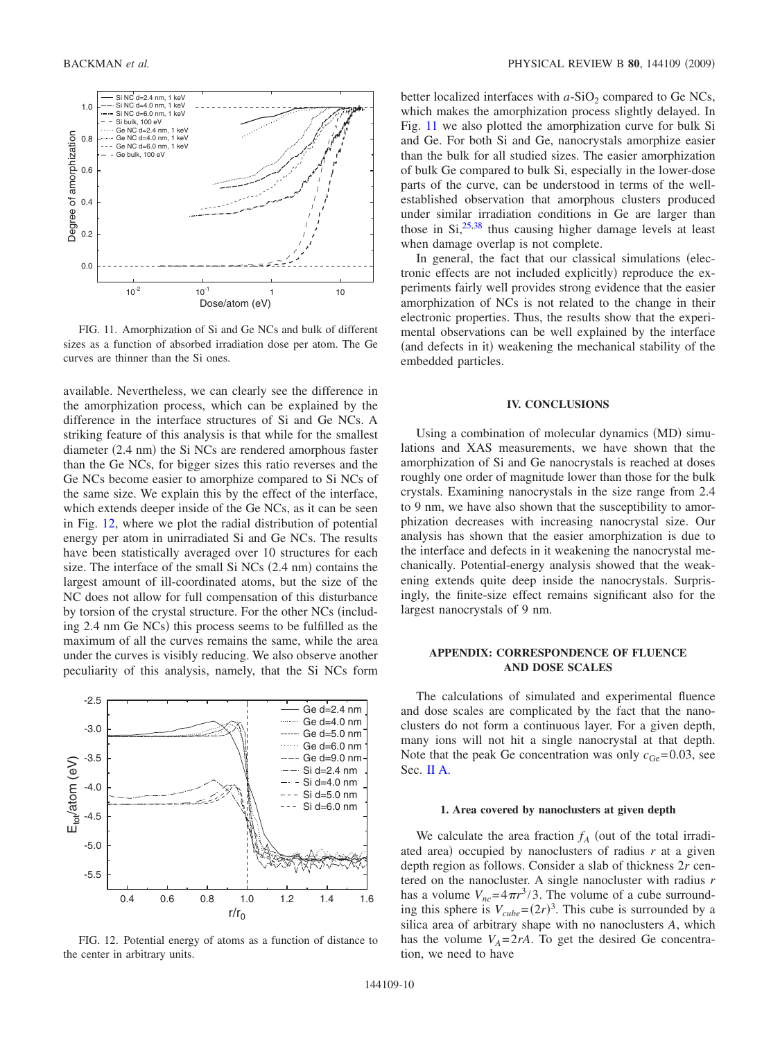FIG. 11. Amorphization of Si and Ge NCs and bulk of different sizes as a function of absorbed irradiation dose per atom. The Ge curves are thinner than the Si ones.

available. Nevertheless, we can clearly see the difference in the amorphization process, which can be explained by the difference in the interface structures of Si and Ge NCs. A striking feature of this analysis is that while for the smallest diameter (2.4 nm) the Si NCs are rendered amorphous faster than the Ge NCs, for bigger sizes this ratio reverses and the Ge NCs become easier to amorphize compared to Si NCs of the same size. We explain this by the effect of the interface, which extends deeper inside of the Ge NCs, as it can be seen in Fig. 12, where we plot the radial distribution of potential energy per atom in unirradiated Si and Ge NCs. The results have been statistically averaged over 10 structures for each size. The interface of the small Si NCs (2.4 nm) contains the largest amount of ill-coordinated atoms, but the size of the NC does not allow for full compensation of this disturbance by torsion of the crystal structure. For the other NCs (including 2.4 nm Ge NCs) this process seems to be fulfilled as the maximum of all the curves remains the same, while the area under the curves is visibly reducing. We also observe another peculiarity of this analysis, namely, that the Si NCs form better localized interfaces with $a$-$SiO_2$ compared to Ge NCs, which makes the amorphization process slightly delayed. In Fig. 11 we also plotted the amorphization curve for bulk Si and Ge. For both Si and Ge, nanocrystals amorphize easier than the bulk for all studied sizes. The easier amorphization of bulk Ge compared to bulk Si, especially in the lower-dose parts of the curve, can be understood in terms of the well-established observation that amorphous clusters produced under similar irradiation conditions in Ge are larger than those in Si,[25,38] thus causing higher damage levels at least when damage overlap is not complete.

FIG. 12. Potential energy of atoms as a function of distance to the center in arbitrary units.

In general, the fact that our classical simulations (electronic effects are not included explicitly) reproduce the experiments fairly well provides strong evidence that the easier amorphization of NCs is not related to the change in their electronic properties. Thus, the results show that the experimental observations can be well explained by the interface (and defects in it) weakening the mechanical stability of the embedded particles.

## IV. CONCLUSIONS

Using a combination of molecular dynamics (MD) simulations and XAS measurements, we have shown that the amorphization of Si and Ge nanocrystals is reached at doses roughly one order of magnitude lower than those for the bulk crystals. Examining nanocrystals in the size range from 2.4 to 9 nm, we have also shown that the susceptibility to amorphization decreases with increasing nanocrystal size. Our analysis has shown that the easier amorphization is due to the interface and defects in it weakening the nanocrystal mechanically. Potential-energy analysis showed that the weakening extends quite deep inside the nanocrystals. Surprisingly, the finite-size effect remains significant also for the largest nanocrystals of 9 nm.

## APPENDIX: CORRESPONDENCE OF FLUENCE AND DOSE SCALES

The calculations of simulated and experimental fluence and dose scales are complicated by the fact that the nanoclusters do not form a continuous layer. For a given depth, many ions will not hit a single nanocrystal at that depth. Note that the peak Ge concentration was only $c_{Ge}=0.03$, see Sec. II A.

### 1. Area covered by nanoclusters at given depth

We calculate the area fraction $f_A$ (out of the total irradiated area) occupied by nanoclusters of radius $r$ at a given depth region as follows. Consider a slab of thickness $2r$ centered on the nanocluster. A single nanocluster with radius $r$ has a volume $V_{nc}=4\pi r^3/3$. The volume of a cube surrounding this sphere is $V_{cube}=(2r)^3$. This cube is surrounded by a silica area of arbitrary shape with no nanoclusters $A$, which has the volume $V_A=2rA$. To get the desired Ge concentration, we need to have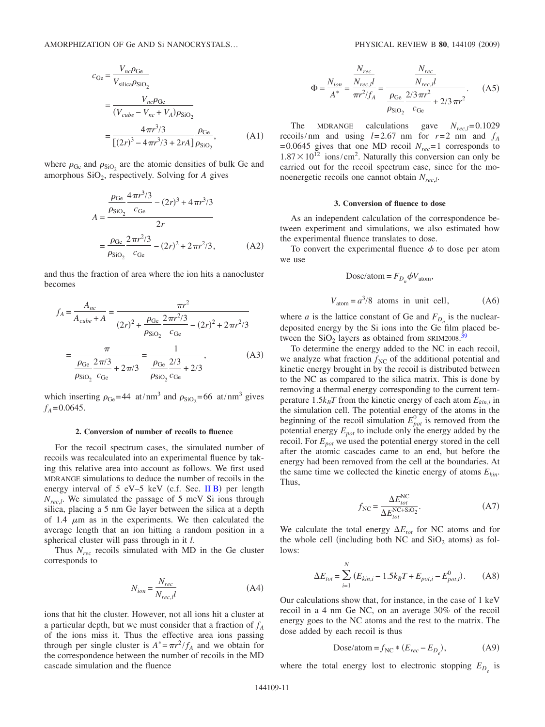$$
\begin{aligned}
c_{\mathrm{Ge}} &= \frac{V_{nc}\rho_{\mathrm{Ge}}}{V_{\mathrm{silica}}\rho_{\mathrm{SiO_2}}} \\
&= \frac{V_{nc}\rho_{\mathrm{Ge}}}{(V_{cube} - V_{nc} + V_A)\rho_{\mathrm{SiO_2}}} \\
&= \frac{4\pi r^3/3}{[(2r)^3 - 4\pi r^3/3 + 2rA]}\frac{\rho_{\mathrm{Ge}}}{\rho_{\mathrm{SiO_2}}},
\end{aligned}
\tag{A1}
$$

where $\rho_{\mathrm{Ge}}$ and $\rho_{\mathrm{SiO_2}}$ are the atomic densities of bulk Ge and amorphous $SiO_2$, respectively. Solving for $A$ gives

$$
\begin{aligned}
A &= \frac{\dfrac{\rho_{\mathrm{Ge}}}{\rho_{\mathrm{SiO_2}}}\dfrac{4\pi r^3/3}{c_{\mathrm{Ge}}} - (2r)^3 + 4\pi r^3/3}{2r} \\
&= \frac{\rho_{\mathrm{Ge}}}{\rho_{\mathrm{SiO_2}}}\frac{2\pi r^2/3}{c_{\mathrm{Ge}}} - (2r)^2 + 2\pi r^2/3,
\end{aligned}
\tag{A2}
$$

and thus the fraction of area where the ion hits a nanocluster becomes

$$
\begin{aligned}
f_A = \frac{A_{nc}}{A_{cube} + A} &= \frac{\pi r^2}{(2r)^2 + \dfrac{\rho_{\mathrm{Ge}}}{\rho_{\mathrm{SiO_2}}}\dfrac{2\pi r^2/3}{c_{\mathrm{Ge}}} - (2r)^2 + 2\pi r^2/3} \\
&= \frac{\pi}{\dfrac{\rho_{\mathrm{Ge}}}{\rho_{\mathrm{SiO_2}}}\dfrac{2\pi/3}{c_{\mathrm{Ge}}} + 2\pi/3} = \frac{1}{\dfrac{\rho_{\mathrm{Ge}}}{\rho_{\mathrm{SiO_2}}}\dfrac{2/3}{c_{\mathrm{Ge}}} + 2/3},
\end{aligned}
\tag{A3}
$$

which inserting $\rho_{\mathrm{Ge}} = 44$ at/nm$^3$ and $\rho_{\mathrm{SiO_2}} = 66$ at/nm$^3$ gives $f_A = 0.0645$.

### 2. Conversion of number of recoils to fluence

For the recoil spectrum cases, the simulated number of recoils was recalculated into an experimental fluence by taking this relative area into account as follows. We first used MDRANGE simulations to deduce the number of recoils in the energy interval of 5 eV–5 keV (c.f. Sec. II B) per length $N_{rec,l}$. We simulated the passage of 5 meV Si ions through silica, placing a 5 nm Ge layer between the silica at a depth of 1.4 $\mu$m as in the experiments. We then calculated the average length that an ion hitting a random position in a spherical cluster will pass through in it $l$.

Thus $N_{rec}$ recoils simulated with MD in the Ge cluster corresponds to

$$
N_{ion} = \frac{N_{rec}}{N_{rec,l}l}
\tag{A4}
$$

ions that hit the cluster. However, not all ions hit a cluster at a particular depth, but we must consider that a fraction of $f_A$ of the ions miss it. Thus the effective area ions passing through per single cluster is $A^* = \pi r^2/f_A$ and we obtain for the correspondence between the number of recoils in the MD cascade simulation and the fluence

$$
\Phi = \frac{N_{ion}}{A^*} = \frac{\dfrac{N_{rec}}{N_{rec,l}l}}{\pi r^2/f_A} = \frac{\dfrac{N_{rec}}{N_{rec,l}l}}{\dfrac{\rho_{\mathrm{Ge}}}{\rho_{\mathrm{SiO_2}}}\dfrac{2/3\pi r^2}{c_{\mathrm{Ge}}} + 2/3\pi r^2}.
\tag{A5}
$$

The MDRANGE calculations gave $N_{rec,l} = 0.1029$ recoils/nm and using $l = 2.67$ nm for $r = 2$ nm and $f_A = 0.0645$ gives that one MD recoil $N_{rec} = 1$ corresponds to $1.87 \times 10^{12}$ ions/cm$^2$. Naturally this conversion can only be carried out for the recoil spectrum case, since for the monoenergetic recoils one cannot obtain $N_{rec,l}$.

### 3. Conversion of fluence to dose

As an independent calculation of the correspondence between experiment and simulations, we also estimated how the experimental fluence translates to dose.

To convert the experimental fluence $\phi$ to dose per atom we use

$$
\mathrm{Dose/atom} = F_{D_n}\phi V_{\mathrm{atom}},
$$

$$
V_{\mathrm{atom}} = a^3/8 \text{ atoms in unit cell},
\tag{A6}
$$

where $a$ is the lattice constant of Ge and $F_{D_n}$ is the nuclear-deposited energy by the Si ions into the Ge film placed between the $SiO_2$ layers as obtained from SRIM2008.[39]

To determine the energy added to the NC in each recoil, we analyze what fraction $f_{\mathrm{NC}}$ of the additional potential and kinetic energy brought in by the recoil is distributed between to the NC as compared to the silica matrix. This is done by removing a thermal energy corresponding to the current temperature $1.5k_BT$ from the kinetic energy of each atom $E_{kin,i}$ in the simulation cell. The potential energy of the atoms in the beginning of the recoil simulation $E^0_{pot}$ is removed from the potential energy $E_{pot}$ to include only the energy added by the recoil. For $E_{pot}$ we used the potential energy stored in the cell after the atomic cascades came to an end, but before the energy had been removed from the cell at the boundaries. At the same time we collected the kinetic energy of atoms $E_{kin}$. Thus,

$$
f_{\mathrm{NC}} = \frac{\Delta E^{\mathrm{NC}}_{tot}}{\Delta E^{\mathrm{NC+SiO_2}}_{tot}}.
\tag{A7}
$$

We calculate the total energy $\Delta E_{tot}$ for NC atoms and for the whole cell (including both NC and $SiO_2$ atoms) as follows:

$$
\Delta E_{tot} = \sum_{i=1}^{N} (E_{kin,i} - 1.5k_BT + E_{pot,i} - E^0_{pot,i}).
\tag{A8}
$$

Our calculations show that, for instance, in the case of 1 keV recoil in a 4 nm Ge NC, on an average 30% of the recoil energy goes to the NC atoms and the rest to the matrix. The dose added by each recoil is thus

$$
\mathrm{Dose/atom} = f_{\mathrm{NC}} * (E_{rec} - E_{D_e}),
\tag{A9}
$$

where the total energy lost to electronic stopping $E_{D_e}$ is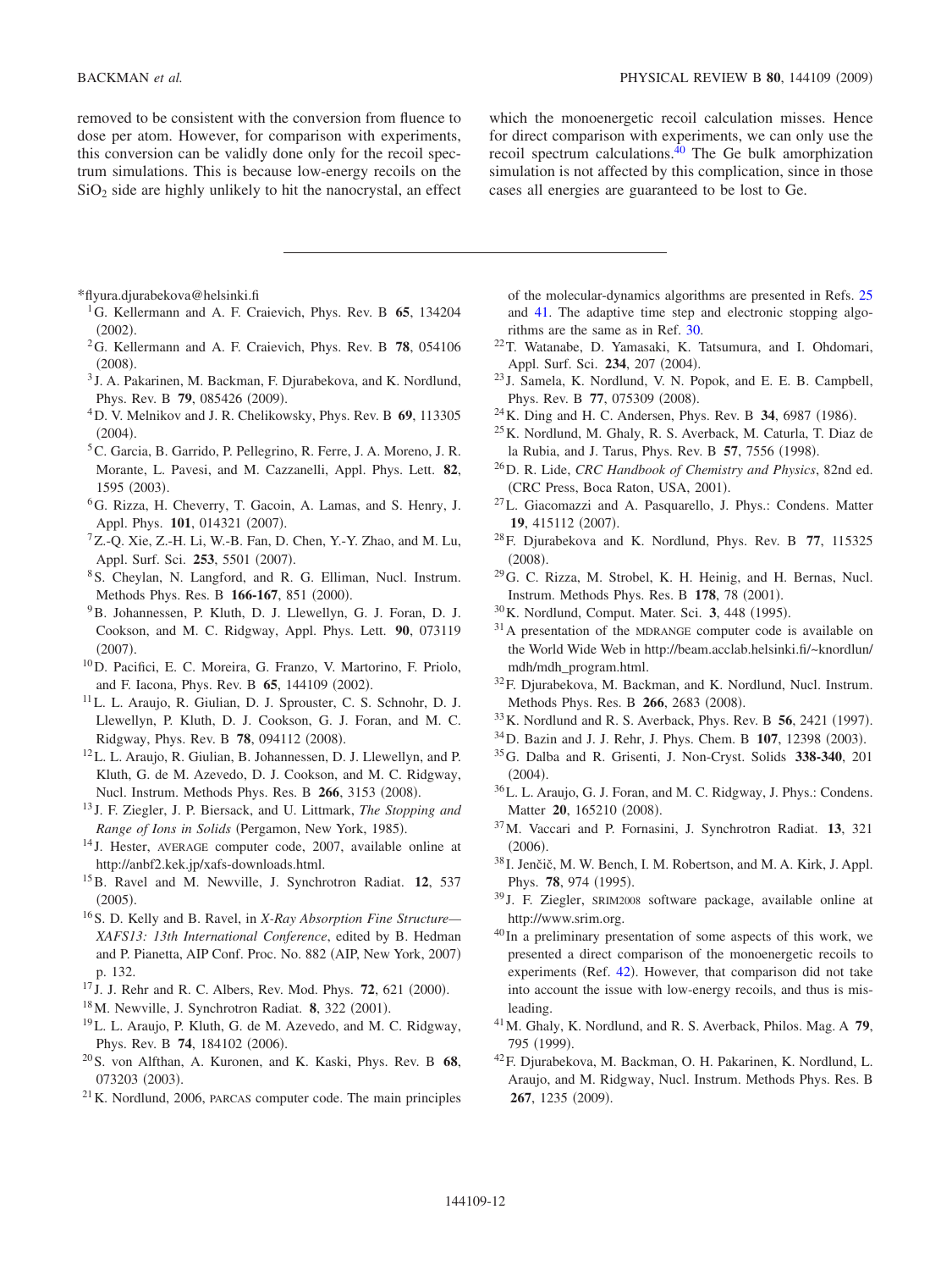removed to be consistent with the conversion from fluence to dose per atom. However, for comparison with experiments, this conversion can be validly done only for the recoil spectrum simulations. This is because low-energy recoils on the $SiO_2$ side are highly unlikely to hit the nanocrystal, an effect which the monoenergetic recoil calculation misses. Hence for direct comparison with experiments, we can only use the recoil spectrum calculations.[40] The Ge bulk amorphization simulation is not affected by this complication, since in those cases all energies are guaranteed to be lost to Ge.

---

*flyura.djurabekova@helsinki.fi

[1] G. Kellermann and A. F. Craievich, Phys. Rev. B **65**, 134204 (2002).

[2] G. Kellermann and A. F. Craievich, Phys. Rev. B **78**, 054106 (2008).

[3] J. A. Pakarinen, M. Backman, F. Djurabekova, and K. Nordlund, Phys. Rev. B **79**, 085426 (2009).

[4] D. V. Melnikov and J. R. Chelikowsky, Phys. Rev. B **69**, 113305 (2004).

[5] C. Garcia, B. Garrido, P. Pellegrino, R. Ferre, J. A. Moreno, J. R. Morante, L. Pavesi, and M. Cazzanelli, Appl. Phys. Lett. **82**, 1595 (2003).

[6] G. Rizza, H. Cheverry, T. Gacoin, A. Lamas, and S. Henry, J. Appl. Phys. **101**, 014321 (2007).

[7] Z.-Q. Xie, Z.-H. Li, W.-B. Fan, D. Chen, Y.-Y. Zhao, and M. Lu, Appl. Surf. Sci. **253**, 5501 (2007).

[8] S. Cheylan, N. Langford, and R. G. Elliman, Nucl. Instrum. Methods Phys. Res. B **166-167**, 851 (2000).

[9] B. Johannessen, P. Kluth, D. J. Llewellyn, G. J. Foran, D. J. Cookson, and M. C. Ridgway, Appl. Phys. Lett. **90**, 073119 (2007).

[10] D. Pacifici, E. C. Moreira, G. Franzo, V. Martorino, F. Priolo, and F. Iacona, Phys. Rev. B **65**, 144109 (2002).

[11] L. L. Araujo, R. Giulian, D. J. Sprouster, C. S. Schnohr, D. J. Llewellyn, P. Kluth, D. J. Cookson, G. J. Foran, and M. C. Ridgway, Phys. Rev. B **78**, 094112 (2008).

[12] L. L. Araujo, R. Giulian, B. Johannessen, D. J. Llewellyn, and P. Kluth, G. de M. Azevedo, D. J. Cookson, and M. C. Ridgway, Nucl. Instrum. Methods Phys. Res. B **266**, 3153 (2008).

[13] J. F. Ziegler, J. P. Biersack, and U. Littmark, *The Stopping and Range of Ions in Solids* (Pergamon, New York, 1985).

[14] J. Hester, AVERAGE computer code, 2007, available online at http://anbf2.kek.jp/xafs-downloads.html.

[15] B. Ravel and M. Newville, J. Synchrotron Radiat. **12**, 537 (2005).

[16] S. D. Kelly and B. Ravel, in *X-Ray Absorption Fine Structure—XAFS13: 13th International Conference*, edited by B. Hedman and P. Pianetta, AIP Conf. Proc. No. 882 (AIP, New York, 2007) p. 132.

[17] J. J. Rehr and R. C. Albers, Rev. Mod. Phys. **72**, 621 (2000).

[18] M. Newville, J. Synchrotron Radiat. **8**, 322 (2001).

[19] L. L. Araujo, P. Kluth, G. de M. Azevedo, and M. C. Ridgway, Phys. Rev. B **74**, 184102 (2006).

[20] S. von Alfthan, A. Kuronen, and K. Kaski, Phys. Rev. B **68**, 073203 (2003).

[21] K. Nordlund, 2006, PARCAS computer code. The main principles of the molecular-dynamics algorithms are presented in Refs. 25 and 41. The adaptive time step and electronic stopping algorithms are the same as in Ref. 30.

[22] T. Watanabe, D. Yamasaki, K. Tatsumura, and I. Ohdomari, Appl. Surf. Sci. **234**, 207 (2004).

[23] J. Samela, K. Nordlund, V. N. Popok, and E. E. B. Campbell, Phys. Rev. B **77**, 075309 (2008).

[24] K. Ding and H. C. Andersen, Phys. Rev. B **34**, 6987 (1986).

[25] K. Nordlund, M. Ghaly, R. S. Averback, M. Caturla, T. Diaz de la Rubia, and J. Tarus, Phys. Rev. B **57**, 7556 (1998).

[26] D. R. Lide, *CRC Handbook of Chemistry and Physics*, 82nd ed. (CRC Press, Boca Raton, USA, 2001).

[27] L. Giacomazzi and A. Pasquarello, J. Phys.: Condens. Matter **19**, 415112 (2007).

[28] F. Djurabekova and K. Nordlund, Phys. Rev. B **77**, 115325 (2008).

[29] G. C. Rizza, M. Strobel, K. H. Heinig, and H. Bernas, Nucl. Instrum. Methods Phys. Res. B **178**, 78 (2001).

[30] K. Nordlund, Comput. Mater. Sci. **3**, 448 (1995).

[31] A presentation of the MDRANGE computer code is available on the World Wide Web in http://beam.acclab.helsinki.fi/~knordlun/mdh/mdh_program.html.

[32] F. Djurabekova, M. Backman, and K. Nordlund, Nucl. Instrum. Methods Phys. Res. B **266**, 2683 (2008).

[33] K. Nordlund and R. S. Averback, Phys. Rev. B **56**, 2421 (1997).

[34] D. Bazin and J. J. Rehr, J. Phys. Chem. B **107**, 12398 (2003).

[35] G. Dalba and R. Grisenti, J. Non-Cryst. Solids **338-340**, 201 (2004).

[36] L. L. Araujo, G. J. Foran, and M. C. Ridgway, J. Phys.: Condens. Matter **20**, 165210 (2008).

[37] M. Vaccari and P. Fornasini, J. Synchrotron Radiat. **13**, 321 (2006).

[38] I. Jenčič, M. W. Bench, I. M. Robertson, and M. A. Kirk, J. Appl. Phys. **78**, 974 (1995).

[39] J. F. Ziegler, SRIM2008 software package, available online at http://www.srim.org.

[40] In a preliminary presentation of some aspects of this work, we presented a direct comparison of the monoenergetic recoils to experiments (Ref. 42). However, that comparison did not take into account the issue with low-energy recoils, and thus is misleading.

[41] M. Ghaly, K. Nordlund, and R. S. Averback, Philos. Mag. A **79**, 795 (1999).

[42] F. Djurabekova, M. Backman, O. H. Pakarinen, K. Nordlund, L. Araujo, and M. Ridgway, Nucl. Instrum. Methods Phys. Res. B **267**, 1235 (2009).